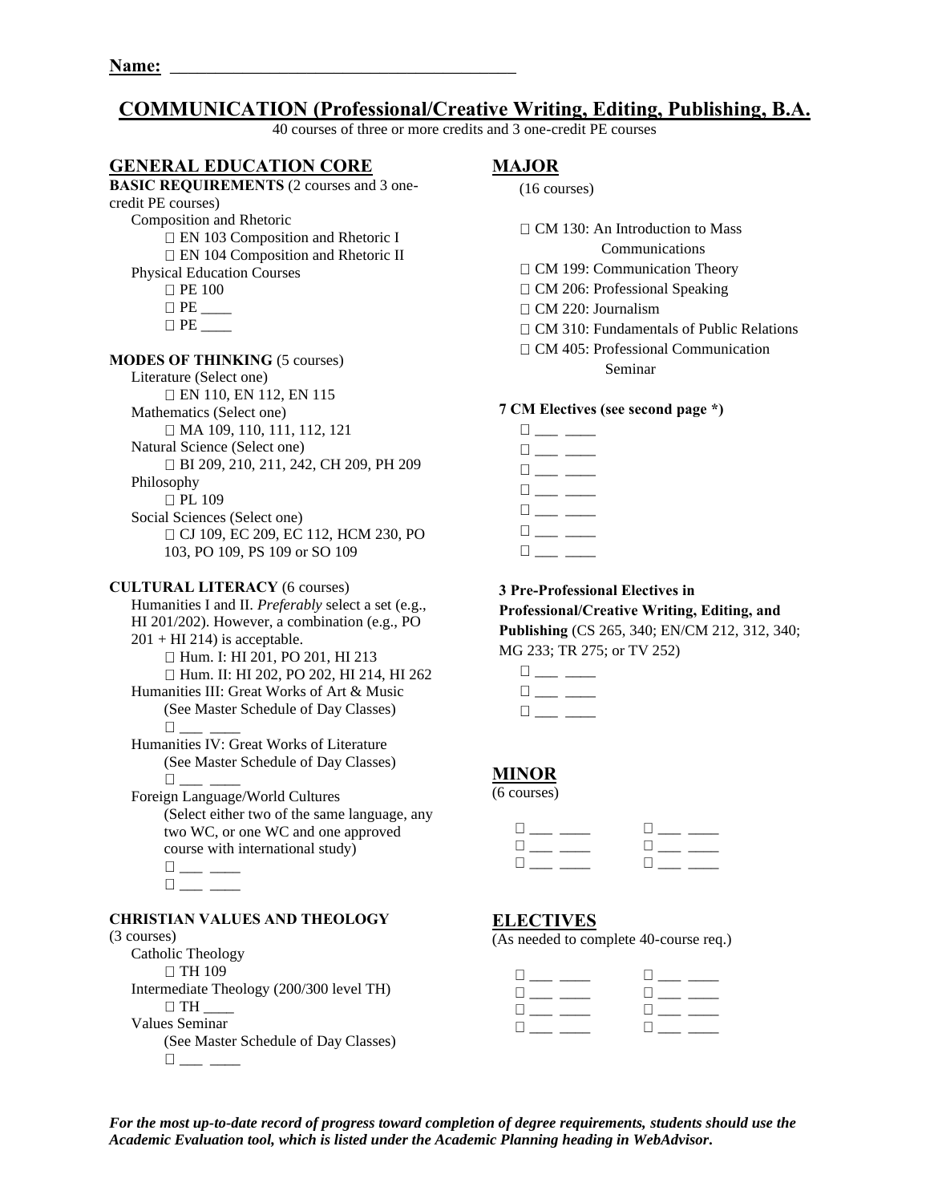**Name:** ______________________________________

# COMMUNICATION (Professional/Creative Writing, Editing, Publishing, B.A.

40 courses of three or more credits and 3 one-credit PE courses

## GENERAL EDUCATION CORE

**BASIC REQUIREMENTS** (2 courses and 3 one-credit PE courses)

Composition and Rhetoric

- ☐ EN 103 Composition and Rhetoric I
- ☐ EN 104 Composition and Rhetoric II

Physical Education Courses

- ☐ PE 100
- ☐ PE ____
- ☐ PE ____

**MODES OF THINKING** (5 courses)

Literature (Select one)

- ☐ EN 110, EN 112, EN 115

Mathematics (Select one)

- ☐ MA 109, 110, 111, 112, 121

Natural Science (Select one)

- ☐ BI 209, 210, 211, 242, CH 209, PH 209

Philosophy

- ☐ PL 109

Social Sciences (Select one)

- ☐ CJ 109, EC 209, EC 112, HCM 230, PO 103, PO 109, PS 109 or SO 109

**CULTURAL LITERACY** (6 courses)

Humanities I and II. *Preferably* select a set (e.g., HI 201/202). However, a combination (e.g., PO 201 + HI 214) is acceptable.

- ☐ Hum. I: HI 201, PO 201, HI 213
- ☐ Hum. II: HI 202, PO 202, HI 214, HI 262

Humanities III: Great Works of Art & Music (See Master Schedule of Day Classes)

- ☐ ___ ____

Humanities IV: Great Works of Literature (See Master Schedule of Day Classes)

- ☐ ___ ____

Foreign Language/World Cultures (Select either two of the same language, any two WC, or one WC and one approved course with international study)

- ☐ ___ ____
- ☐ ___ ____

**CHRISTIAN VALUES AND THEOLOGY** (3 courses)

Catholic Theology

- ☐ TH 109

Intermediate Theology (200/300 level TH)

- ☐ TH ____

Values Seminar (See Master Schedule of Day Classes)

- ☐ ___ ____

## MAJOR

(16 courses)

- ☐ CM 130: An Introduction to Mass Communications
- ☐ CM 199: Communication Theory
- ☐ CM 206: Professional Speaking
- ☐ CM 220: Journalism
- ☐ CM 310: Fundamentals of Public Relations
- ☐ CM 405: Professional Communication Seminar

**7 CM Electives (see second page *)**

- ☐ ___ ____
- ☐ ___ ____
- ☐ ___ ____
- ☐ ___ ____
- ☐ ___ ____
- ☐ ___ ____
- ☐ ___ ____

**3 Pre-Professional Electives in Professional/Creative Writing, Editing, and Publishing** (CS 265, 340; EN/CM 212, 312, 340; MG 233; TR 275; or TV 252)

- ☐ ___ ____
- ☐ ___ ____
- ☐ ___ ____

## MINOR

(6 courses)

| | |
|---|---|
| ☐ ___ ____ | ☐ ___ ____ |
| ☐ ___ ____ | ☐ ___ ____ |
| ☐ ___ ____ | ☐ ___ ____ |

## ELECTIVES

(As needed to complete 40-course req.)

| | |
|---|---|
| ☐ ___ ____ | ☐ ___ ____ |
| ☐ ___ ____ | ☐ ___ ____ |
| ☐ ___ ____ | ☐ ___ ____ |
| ☐ ___ ____ | ☐ ___ ____ |

***For the most up-to-date record of progress toward completion of degree requirements, students should use the Academic Evaluation tool, which is listed under the Academic Planning heading in WebAdvisor.***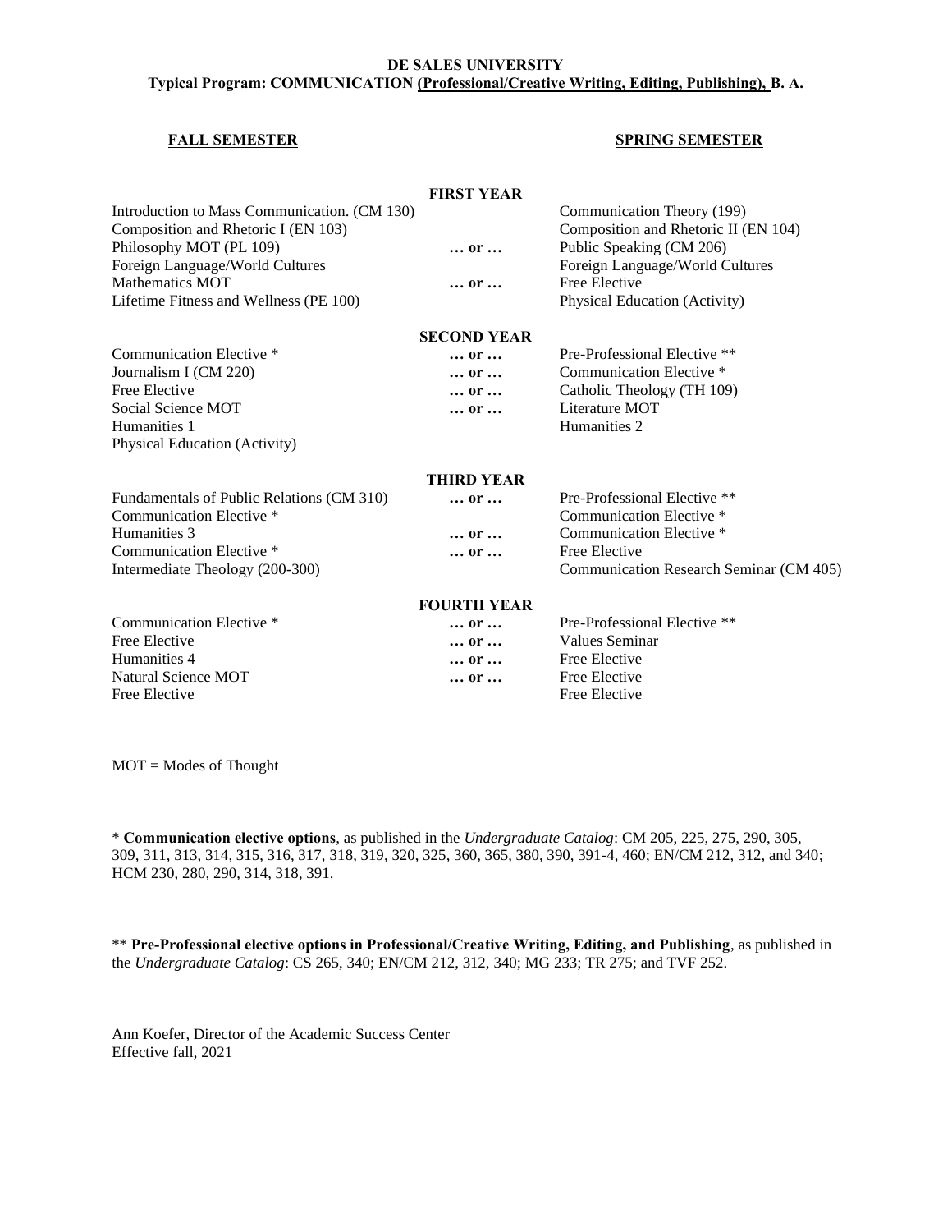**DE SALES UNIVERSITY**
**Typical Program: COMMUNICATION (Professional/Creative Writing, Editing, Publishing), B. A.**

| FALL SEMESTER | | SPRING SEMESTER |
|---|---|---|
| | **FIRST YEAR** | |
| Introduction to Mass Communication. (CM 130) | | Communication Theory (199) |
| Composition and Rhetoric I (EN 103) | | Composition and Rhetoric II (EN 104) |
| Philosophy MOT (PL 109) | **… or …** | Public Speaking (CM 206) |
| Foreign Language/World Cultures | | Foreign Language/World Cultures |
| Mathematics MOT | **… or …** | Free Elective |
| Lifetime Fitness and Wellness (PE 100) | | Physical Education (Activity) |
| | **SECOND YEAR** | |
| Communication Elective * | **… or …** | Pre-Professional Elective ** |
| Journalism I (CM 220) | **… or …** | Communication Elective * |
| Free Elective | **… or …** | Catholic Theology (TH 109) |
| Social Science MOT | **… or …** | Literature MOT |
| Humanities 1 | | Humanities 2 |
| Physical Education (Activity) | | |
| | **THIRD YEAR** | |
| Fundamentals of Public Relations (CM 310) | **… or …** | Pre-Professional Elective ** |
| Communication Elective * | | Communication Elective * |
| Humanities 3 | **… or …** | Communication Elective * |
| Communication Elective * | **… or …** | Free Elective |
| Intermediate Theology (200-300) | | Communication Research Seminar (CM 405) |
| | **FOURTH YEAR** | |
| Communication Elective * | **… or …** | Pre-Professional Elective ** |
| Free Elective | **… or …** | Values Seminar |
| Humanities 4 | **… or …** | Free Elective |
| Natural Science MOT | **… or …** | Free Elective |
| Free Elective | | Free Elective |

MOT = Modes of Thought

* **Communication elective options**, as published in the *Undergraduate Catalog*: CM 205, 225, 275, 290, 305, 309, 311, 313, 314, 315, 316, 317, 318, 319, 320, 325, 360, 365, 380, 390, 391-4, 460; EN/CM 212, 312, and 340; HCM 230, 280, 290, 314, 318, 391.

** **Pre-Professional elective options in Professional/Creative Writing, Editing, and Publishing**, as published in the *Undergraduate Catalog*: CS 265, 340; EN/CM 212, 312, 340; MG 233; TR 275; and TVF 252.

Ann Koefer, Director of the Academic Success Center
Effective fall, 2021